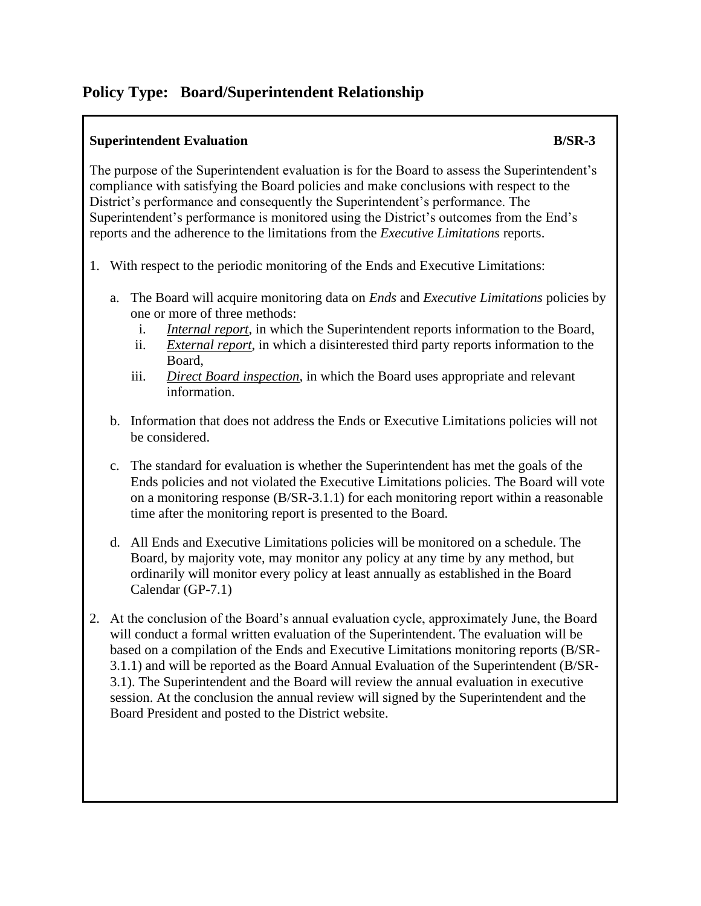## Policy Type: Board/Superintendent Relationship

**Superintendent Evaluation** **B/SR-3**

The purpose of the Superintendent evaluation is for the Board to assess the Superintendent's compliance with satisfying the Board policies and make conclusions with respect to the District's performance and consequently the Superintendent's performance. The Superintendent's performance is monitored using the District's outcomes from the End's reports and the adherence to the limitations from the *Executive Limitations* reports.

1. With respect to the periodic monitoring of the Ends and Executive Limitations:

   a. The Board will acquire monitoring data on *Ends* and *Executive Limitations* policies by one or more of three methods:
      i. *Internal report*, in which the Superintendent reports information to the Board,
      ii. *External report*, in which a disinterested third party reports information to the Board,
      iii. *Direct Board inspection*, in which the Board uses appropriate and relevant information.

   b. Information that does not address the Ends or Executive Limitations policies will not be considered.

   c. The standard for evaluation is whether the Superintendent has met the goals of the Ends policies and not violated the Executive Limitations policies. The Board will vote on a monitoring response (B/SR-3.1.1) for each monitoring report within a reasonable time after the monitoring report is presented to the Board.

   d. All Ends and Executive Limitations policies will be monitored on a schedule. The Board, by majority vote, may monitor any policy at any time by any method, but ordinarily will monitor every policy at least annually as established in the Board Calendar (GP-7.1)

2. At the conclusion of the Board's annual evaluation cycle, approximately June, the Board will conduct a formal written evaluation of the Superintendent. The evaluation will be based on a compilation of the Ends and Executive Limitations monitoring reports (B/SR-3.1.1) and will be reported as the Board Annual Evaluation of the Superintendent (B/SR-3.1). The Superintendent and the Board will review the annual evaluation in executive session. At the conclusion the annual review will signed by the Superintendent and the Board President and posted to the District website.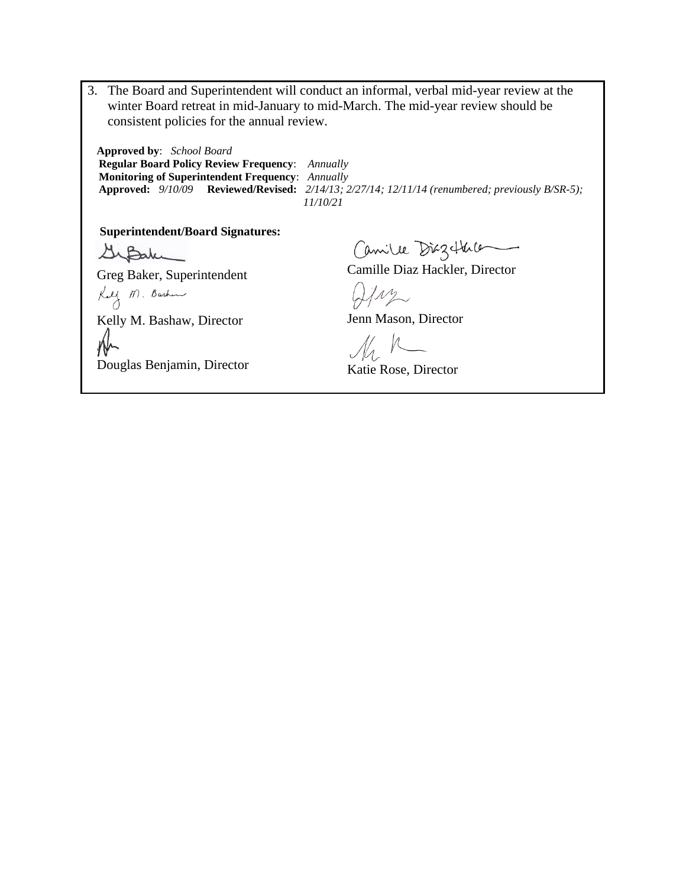3. The Board and Superintendent will conduct an informal, verbal mid-year review at the winter Board retreat in mid-January to mid-March. The mid-year review should be consistent policies for the annual review.

**Approved by**: *School Board*
**Regular Board Policy Review Frequency**: *Annually*
**Monitoring of Superintendent Frequency**: *Annually*
**Approved:** *9/10/09* **Reviewed/Revised:** *2/14/13; 2/27/14; 12/11/14 (renumbered; previously B/SR-5); 11/10/21*

**Superintendent/Board Signatures:**

Greg Baker, Superintendent

Kelly M. Bashaw, Director

Douglas Benjamin, Director

Camille Diaz Hackler, Director

Jenn Mason, Director

Katie Rose, Director